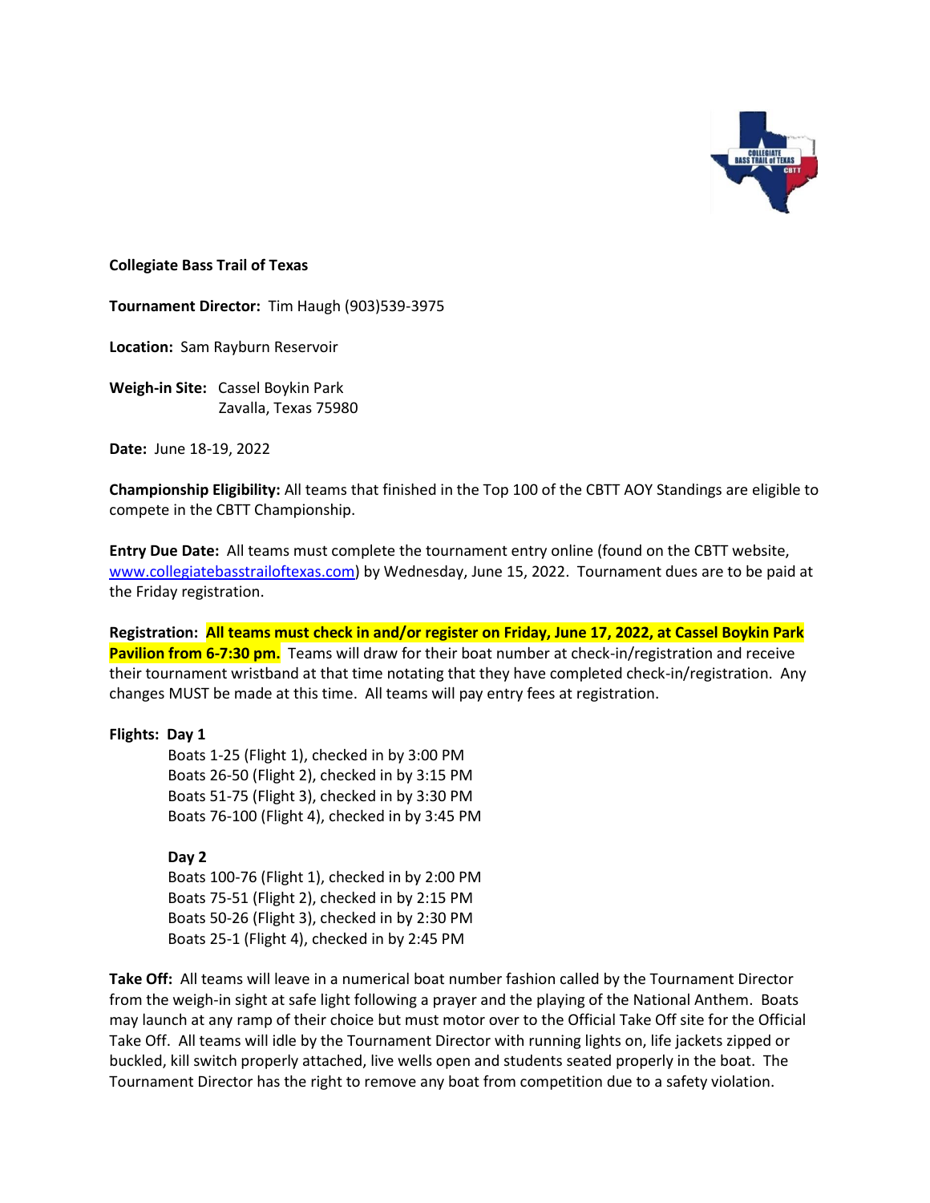**Collegiate Bass Trail of Texas**

**Tournament Director:** Tim Haugh (903)539-3975

**Location:** Sam Rayburn Reservoir

**Weigh-in Site:** Cassel Boykin Park
Zavalla, Texas 75980

**Date:** June 18-19, 2022

**Championship Eligibility:** All teams that finished in the Top 100 of the CBTT AOY Standings are eligible to compete in the CBTT Championship.

**Entry Due Date:** All teams must complete the tournament entry online (found on the CBTT website, www.collegiatebasstrailoftexas.com) by Wednesday, June 15, 2022. Tournament dues are to be paid at the Friday registration.

**Registration:** **All teams must check in and/or register on Friday, June 17, 2022, at Cassel Boykin Park Pavilion from 6-7:30 pm.** Teams will draw for their boat number at check-in/registration and receive their tournament wristband at that time notating that they have completed check-in/registration. Any changes MUST be made at this time. All teams will pay entry fees at registration.

**Flights: Day 1**

Boats 1-25 (Flight 1), checked in by 3:00 PM
Boats 26-50 (Flight 2), checked in by 3:15 PM
Boats 51-75 (Flight 3), checked in by 3:30 PM
Boats 76-100 (Flight 4), checked in by 3:45 PM

**Day 2**

Boats 100-76 (Flight 1), checked in by 2:00 PM
Boats 75-51 (Flight 2), checked in by 2:15 PM
Boats 50-26 (Flight 3), checked in by 2:30 PM
Boats 25-1 (Flight 4), checked in by 2:45 PM

**Take Off:** All teams will leave in a numerical boat number fashion called by the Tournament Director from the weigh-in sight at safe light following a prayer and the playing of the National Anthem. Boats may launch at any ramp of their choice but must motor over to the Official Take Off site for the Official Take Off. All teams will idle by the Tournament Director with running lights on, life jackets zipped or buckled, kill switch properly attached, live wells open and students seated properly in the boat. The Tournament Director has the right to remove any boat from competition due to a safety violation.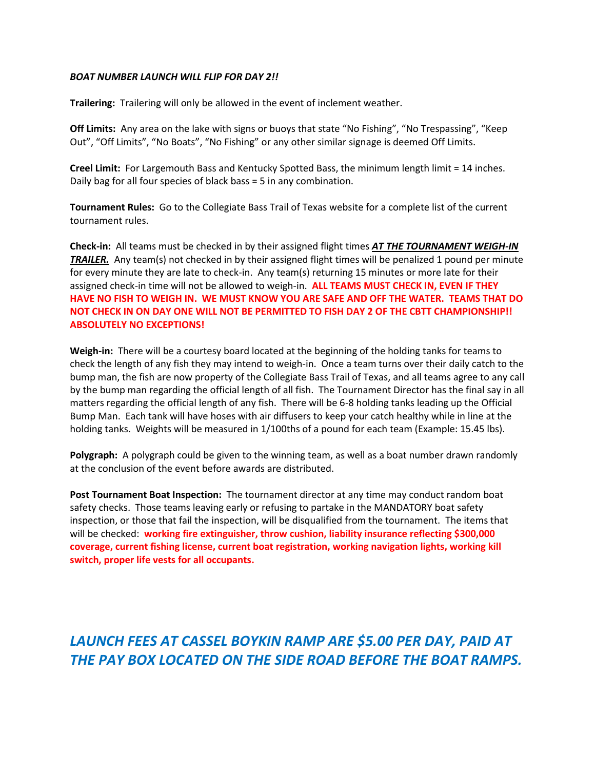***BOAT NUMBER LAUNCH WILL FLIP FOR DAY 2!!***

**Trailering:** Trailering will only be allowed in the event of inclement weather.

**Off Limits:** Any area on the lake with signs or buoys that state "No Fishing", "No Trespassing", "Keep Out", "Off Limits", "No Boats", "No Fishing" or any other similar signage is deemed Off Limits.

**Creel Limit:** For Largemouth Bass and Kentucky Spotted Bass, the minimum length limit = 14 inches. Daily bag for all four species of black bass = 5 in any combination.

**Tournament Rules:** Go to the Collegiate Bass Trail of Texas website for a complete list of the current tournament rules.

**Check-in:** All teams must be checked in by their assigned flight times ***AT THE TOURNAMENT WEIGH-IN TRAILER.*** Any team(s) not checked in by their assigned flight times will be penalized 1 pound per minute for every minute they are late to check-in. Any team(s) returning 15 minutes or more late for their assigned check-in time will not be allowed to weigh-in. **ALL TEAMS MUST CHECK IN, EVEN IF THEY HAVE NO FISH TO WEIGH IN. WE MUST KNOW YOU ARE SAFE AND OFF THE WATER. TEAMS THAT DO NOT CHECK IN ON DAY ONE WILL NOT BE PERMITTED TO FISH DAY 2 OF THE CBTT CHAMPIONSHIP!! ABSOLUTELY NO EXCEPTIONS!**

**Weigh-in:** There will be a courtesy board located at the beginning of the holding tanks for teams to check the length of any fish they may intend to weigh-in. Once a team turns over their daily catch to the bump man, the fish are now property of the Collegiate Bass Trail of Texas, and all teams agree to any call by the bump man regarding the official length of all fish. The Tournament Director has the final say in all matters regarding the official length of any fish. There will be 6-8 holding tanks leading up the Official Bump Man. Each tank will have hoses with air diffusers to keep your catch healthy while in line at the holding tanks. Weights will be measured in 1/100ths of a pound for each team (Example: 15.45 lbs).

**Polygraph:** A polygraph could be given to the winning team, as well as a boat number drawn randomly at the conclusion of the event before awards are distributed.

**Post Tournament Boat Inspection:** The tournament director at any time may conduct random boat safety checks. Those teams leaving early or refusing to partake in the MANDATORY boat safety inspection, or those that fail the inspection, will be disqualified from the tournament. The items that will be checked: **working fire extinguisher, throw cushion, liability insurance reflecting $300,000 coverage, current fishing license, current boat registration, working navigation lights, working kill switch, proper life vests for all occupants.**

*LAUNCH FEES AT CASSEL BOYKIN RAMP ARE $5.00 PER DAY, PAID AT THE PAY BOX LOCATED ON THE SIDE ROAD BEFORE THE BOAT RAMPS.*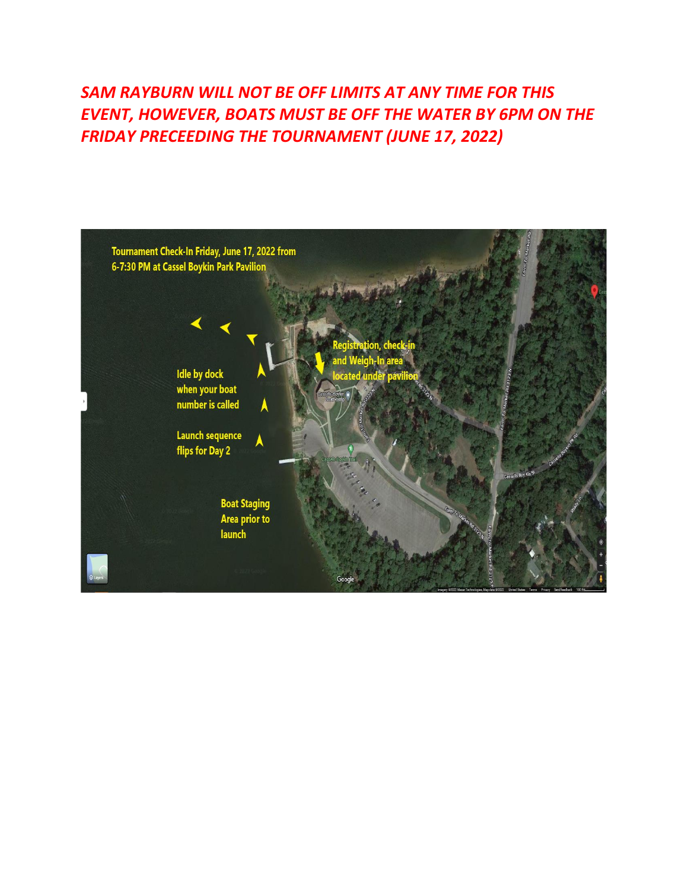***SAM RAYBURN WILL NOT BE OFF LIMITS AT ANY TIME FOR THIS EVENT, HOWEVER, BOATS MUST BE OFF THE WATER BY 6PM ON THE FRIDAY PRECEEDING THE TOURNAMENT (JUNE 17, 2022)***

Tournament Check-In Friday, June 17, 2022 from 6-7:30 PM at Cassel Boykin Park Pavilion

Registration, check-in and Weigh-In area located under pavilion

Idle by dock when your boat number is called

Launch sequence flips for Day 2

Boat Staging Area prior to launch